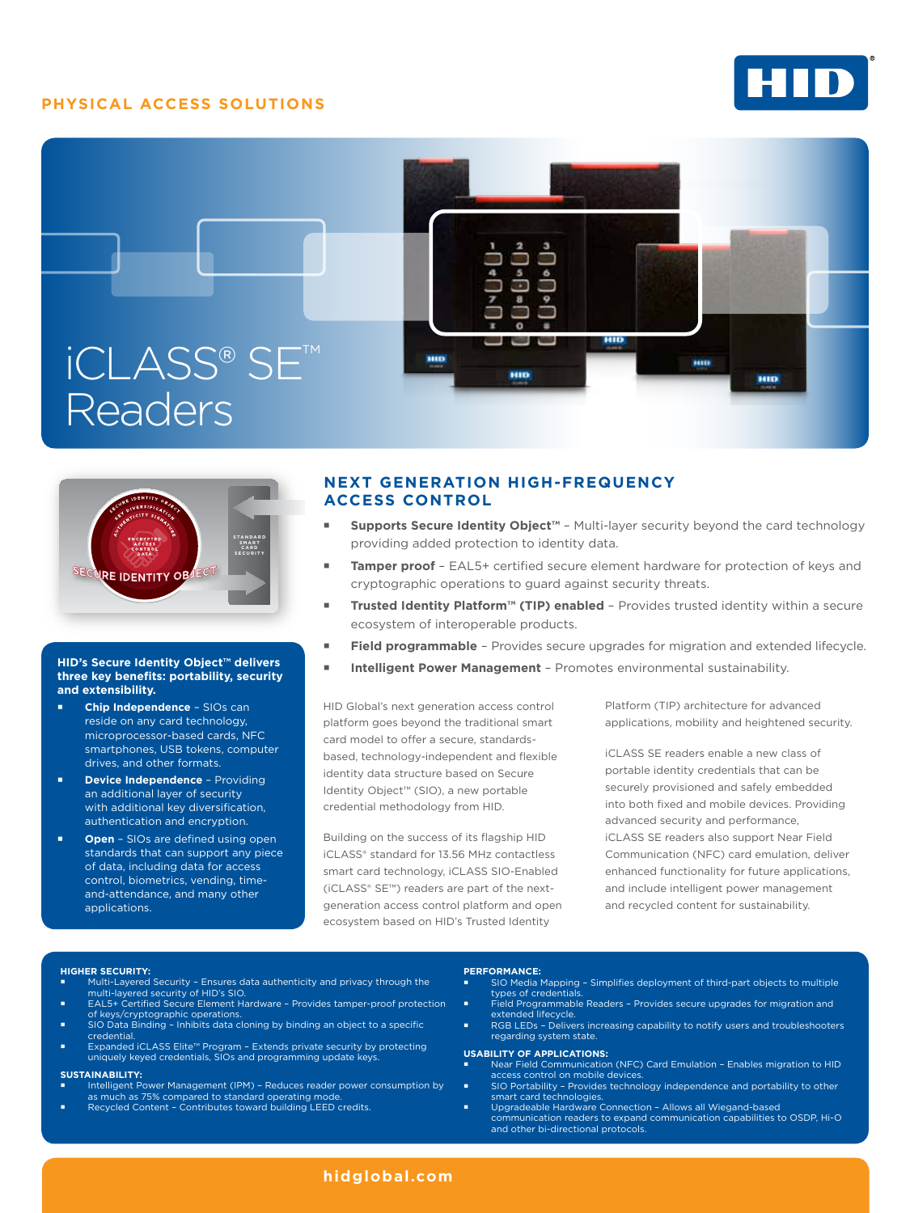PHYSICAL ACCESS SOLUTIONS

# iCLASS® SE™ Readers

**HID's Secure Identity Object™ delivers three key benefits: portability, security and extensibility.**

- **Chip Independence** – SIOs can reside on any card technology, microprocessor-based cards, NFC smartphones, USB tokens, computer drives, and other formats.
- **Device Independence** – Providing an additional layer of security with additional key diversification, authentication and encryption.
- **Open** – SIOs are defined using open standards that can support any piece of data, including data for access control, biometrics, vending, time-and-attendance, and many other applications.

## NEXT GENERATION HIGH-FREQUENCY ACCESS CONTROL

- **Supports Secure Identity Object™** – Multi-layer security beyond the card technology providing added protection to identity data.
- **Tamper proof** – EAL5+ certified secure element hardware for protection of keys and cryptographic operations to guard against security threats.
- **Trusted Identity Platform™ (TIP) enabled** – Provides trusted identity within a secure ecosystem of interoperable products.
- **Field programmable** – Provides secure upgrades for migration and extended lifecycle.
- **Intelligent Power Management** – Promotes environmental sustainability.

HID Global's next generation access control platform goes beyond the traditional smart card model to offer a secure, standards-based, technology-independent and flexible identity data structure based on Secure Identity Object™ (SIO), a new portable credential methodology from HID.

Building on the success of its flagship HID iCLASS® standard for 13.56 MHz contactless smart card technology, iCLASS SIO-Enabled (iCLASS® SE™) readers are part of the next-generation access control platform and open ecosystem based on HID's Trusted Identity Platform (TIP) architecture for advanced applications, mobility and heightened security.

iCLASS SE readers enable a new class of portable identity credentials that can be securely provisioned and safely embedded into both fixed and mobile devices. Providing advanced security and performance, iCLASS SE readers also support Near Field Communication (NFC) card emulation, deliver enhanced functionality for future applications, and include intelligent power management and recycled content for sustainability.

**HIGHER SECURITY:**

- Multi-Layered Security – Ensures data authenticity and privacy through the multi-layered security of HID's SIO.
- EAL5+ Certified Secure Element Hardware – Provides tamper-proof protection of keys/cryptographic operations.
- SIO Data Binding – Inhibits data cloning by binding an object to a specific credential.
- Expanded iCLASS Elite™ Program – Extends private security by protecting uniquely keyed credentials, SIOs and programming update keys.

**SUSTAINABILITY:**

- Intelligent Power Management (IPM) – Reduces reader power consumption by as much as 75% compared to standard operating mode.
- Recycled Content – Contributes toward building LEED credits.

**PERFORMANCE:**

- SIO Media Mapping – Simplifies deployment of third-part objects to multiple types of credentials.
- Field Programmable Readers – Provides secure upgrades for migration and extended lifecycle.
- RGB LEDs – Delivers increasing capability to notify users and troubleshooters regarding system state.

**USABILITY OF APPLICATIONS:**

- Near Field Communication (NFC) Card Emulation – Enables migration to HID access control on mobile devices.
- SIO Portability – Provides technology independence and portability to other smart card technologies.
- Upgradeable Hardware Connection – Allows all Wiegand-based communication readers to expand communication capabilities to OSDP, Hi-O and other bi-directional protocols.

**hidglobal.com**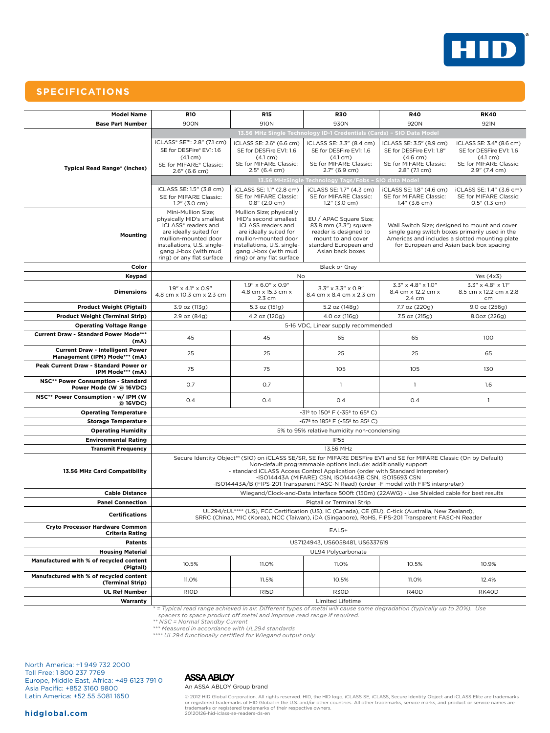## SPECIFICATIONS

| Model Name | R10 | R15 | R30 | R40 | RK40 |
|---|---|---|---|---|---|
| Base Part Number | 900N | 910N | 930N | 920N | 921N |
| Typical Read Range* (inches) | 13.56 MHz Single Technology ID-1 Credentials (Cards) – SIO Data Model | | | | |
| | iCLASS® SE™: 2.8" (7.1 cm) SE for DESFire® EV1: 1.6 (4.1 cm) SE for MIFARE® Classic: 2.6" (6.6 cm) | iCLASS SE: 2.6" (6.6 cm) SE for DESFire EV1: 1.6 (4.1 cm) SE for MIFARE Classic: 2.5" (6.4 cm) | iCLASS SE: 3.3" (8.4 cm) SE for DESFire EV1: 1.6 (4.1 cm) SE for MIFARE Classic: 2.7" (6.9 cm) | iCLASS SE: 3.5" (8.9 cm) SE for DESFire EV1: 1.8" (4.6 cm) SE for MIFARE Classic: 2.8" (7.1 cm) | iCLASS SE: 3.4" (8.6 cm) SE for DESFire EV1: 1.6 (4.1 cm) SE for MIFARE Classic: 2.9" (7.4 cm) |
| | 13.56 MHzSingle Technology Tags/Fobs – SIO data Model | | | | |
| | iCLASS SE: 1.5" (3.8 cm) SE for MIFARE Classic: 1.2" (3.0 cm) | iCLASS SE: 1.1" (2.8 cm) SE for MIFARE Classic: 0.8" (2.0 cm) | iCLASS SE: 1.7" (4.3 cm) SE for MIFARE Classic: 1.2" (3.0 cm) | iCLASS SE: 1.8" (4.6 cm) SE for MIFARE Classic: 1.4" (3.6 cm) | iCLASS SE: 1.4" (3.6 cm) SE for MIFARE Classic: 0.5" (1.3 cm) |
| Mounting | Mini-Mullion Size; physically HID's smallest iCLASS® readers and are ideally suited for mullion-mounted door installations, U.S. single-gang J-box (with mud ring) or any flat surface | Mullion Size; physically HID's second smallest iCLASS readers and are ideally suited for mullion-mounted door installations, U.S. single-gang J-box (with mud ring) or any flat surface | EU / APAC Square Size; 83.8 mm (3.3") square reader is designed to mount to and cover standard European and Asian back boxes | Wall Switch Size; designed to mount and cover single gang switch boxes primarily used in the Americas and includes a slotted mounting plate for European and Asian back box spacing | |
| Color | Black or Gray | | | | |
| Keypad | No | | | | Yes (4x3) |
| Dimensions | 1.9" x 4.1" x 0.9" 4.8 cm x 10.3 cm x 2.3 cm | 1.9" x 6.0" x 0.9" 4.8 cm x 15.3 cm x 2.3 cm | 3.3" x 3.3" x 0.9" 8.4 cm x 8.4 cm x 2.3 cm | 3.3" x 4.8" x 1.0" 8.4 cm x 12.2 cm x 2.4 cm | 3.3" x 4.8" x 1.1" 8.5 cm x 12.2 cm x 2.8 cm |
| Product Weight (Pigtail) | 3.9 oz (113g) | 5.3 oz (151g) | 5.2 oz (148g) | 7.7 oz (220g) | 9.0 oz (256g) |
| Product Weight (Terminal Strip) | 2.9 oz (84g) | 4.2 oz (120g) | 4.0 oz (116g) | 7.5 oz (215g) | 8.0oz (226g) |
| Operating Voltage Range | 5-16 VDC, Linear supply recommended | | | | |
| Current Draw - Standard Power Mode*** (mA) | 45 | 45 | 65 | 65 | 100 |
| Current Draw - Intelligent Power Management (IPM) Mode*** (mA) | 25 | 25 | 25 | 25 | 65 |
| Peak Current Draw - Standard Power or IPM Mode*** (mA) | 75 | 75 | 105 | 105 | 130 |
| NSC** Power Consumption - Standard Power Mode (W @ 16VDC) | 0.7 | 0.7 | 1 | 1 | 1.6 |
| NSC** Power Consumption - w/ IPM (W @ 16VDC) | 0.4 | 0.4 | 0.4 | 0.4 | 1 |
| Operating Temperature | -31º to 150º F (-35º to 65º C) | | | | |
| Storage Temperature | -67º to 185º F (-55º to 85º C) | | | | |
| Operating Humidity | 5% to 95% relative humidity non-condensing | | | | |
| Environmental Rating | IP55 | | | | |
| Transmit Frequency | 13.56 MHz | | | | |
| 13.56 MHz Card Compatibility | Secure Identity Object™ (SIO) on iCLASS SE/SR, SE for MIFARE DESFire EV1 and SE for MIFARE Classic (On by Default) Non-default programmable options include: additionally support - standard iCLASS Access Control Application (order with Standard interpreter) -ISO14443A (MIFARE) CSN, ISO14443B CSN, ISO15693 CSN -ISO14443A/B (FIPS-201 Transparent FASC-N Read) (order -F model with FIPS interpreter) | | | | |
| Cable Distance | Wiegand/Clock-and-Data Interface 500ft (150m) (22AWG) - Use Shielded cable for best results | | | | |
| Panel Connection | Pigtail or Terminal Strip | | | | |
| Certifications | UL294/cUL**** (US), FCC Certification (US), IC (Canada), CE (EU), C-tick (Australia, New Zealand), SRRC (China), MIC (Korea), NCC (Taiwan), iDA (Singapore), RoHS, FIPS-201 Transparent FASC-N Reader | | | | |
| Cryto Processor Hardware Common Criteria Rating | EAL5+ | | | | |
| Patents | US7124943, US6058481, US6337619 | | | | |
| Housing Material | UL94 Polycarbonate | | | | |
| Manufactured with % of recycled content (Pigtail) | 10.5% | 11.0% | 11.0% | 10.5% | 10.9% |
| Manufactured with % of recycled content (Terminal Strip) | 11.0% | 11.5% | 10.5% | 11.0% | 12.4% |
| UL Ref Number | R10D | R15D | R30D | R40D | RK40D |
| Warranty | Limited Lifetime | | | | |

*\* = Typical read range achieved in air. Different types of metal will cause some degradation (typically up to 20%). Use spacers to space product off metal and improve read range if required.*
*\*\* NSC = Normal Standby Current*
*\*\*\* Measured in accordance with UL294 standards*
*\*\*\*\* UL294 functionally certified for Wiegand output only*

North America: +1 949 732 2000
Toll Free: 1 800 237 7769
Europe, Middle East, Africa: +49 6123 791 0
Asia Pacific: +852 3160 9800
Latin America: +52 55 5081 1650

**hidglobal.com**

ASSA ABLOY
An ASSA ABLOY Group brand

© 2012 HID Global Corporation. All rights reserved. HID, the HID logo, iCLASS SE, iCLASS, Secure Identity Object and iCLASS Elite are trademarks or registered trademarks of HID Global in the U.S. and/or other countries. All other trademarks, service marks, and product or service names are trademarks or registered trademarks of their respective owners.
20120126-hid-iclass-se-readers-ds-en